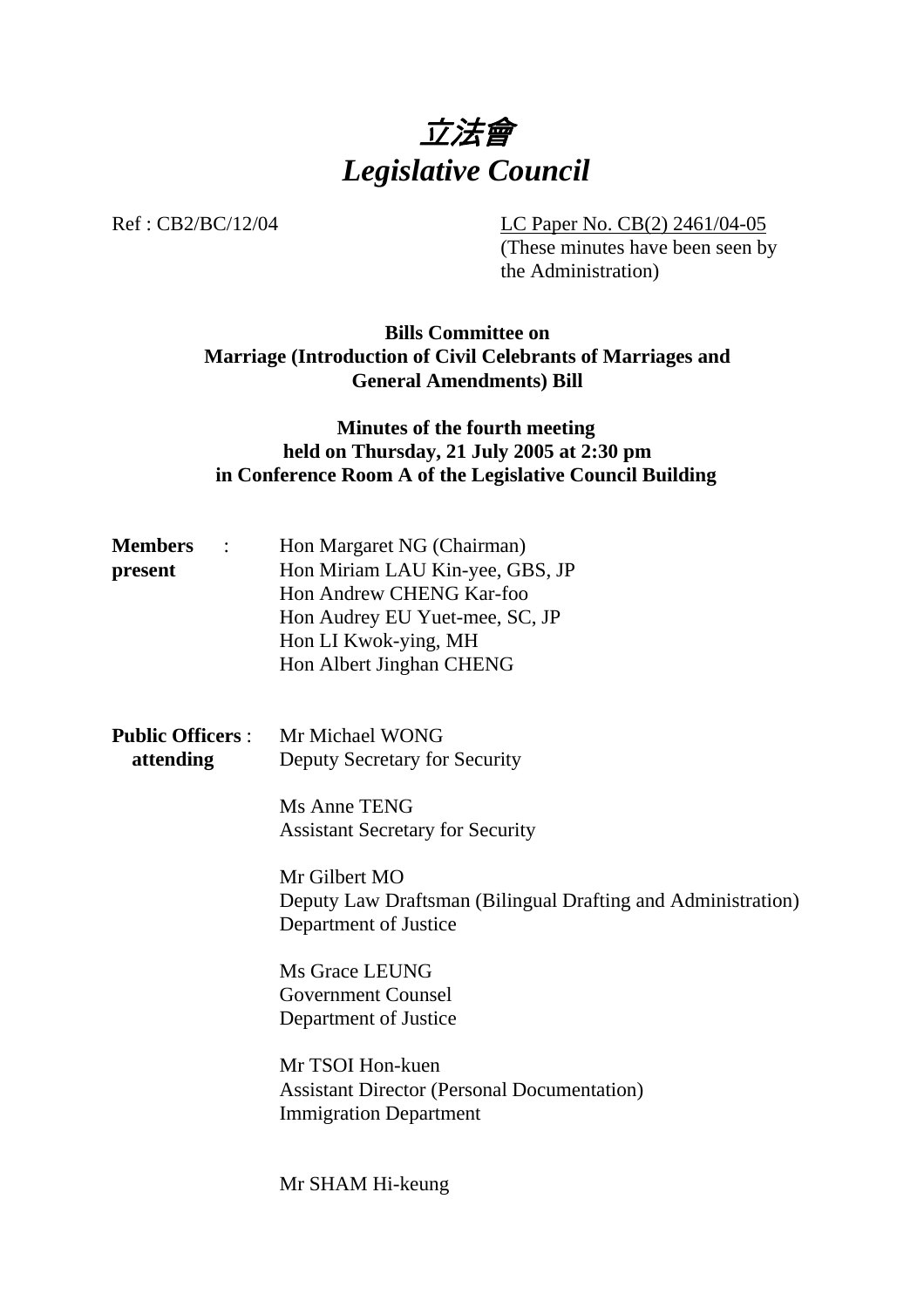# 立法會
# *Legislative Council*

Ref : CB2/BC/12/04

LC Paper No. CB(2) 2461/04-05
(These minutes have been seen by the Administration)

**Bills Committee on**
**Marriage (Introduction of Civil Celebrants of Marriages and General Amendments) Bill**

**Minutes of the fourth meeting**
**held on Thursday, 21 July 2005 at 2:30 pm**
**in Conference Room A of the Legislative Council Building**

**Members present** :

Hon Margaret NG (Chairman)
Hon Miriam LAU Kin-yee, GBS, JP
Hon Andrew CHENG Kar-foo
Hon Audrey EU Yuet-mee, SC, JP
Hon LI Kwok-ying, MH
Hon Albert Jinghan CHENG

**Public Officers attending** :

Mr Michael WONG
Deputy Secretary for Security

Ms Anne TENG
Assistant Secretary for Security

Mr Gilbert MO
Deputy Law Draftsman (Bilingual Drafting and Administration)
Department of Justice

Ms Grace LEUNG
Government Counsel
Department of Justice

Mr TSOI Hon-kuen
Assistant Director (Personal Documentation)
Immigration Department

Mr SHAM Hi-keung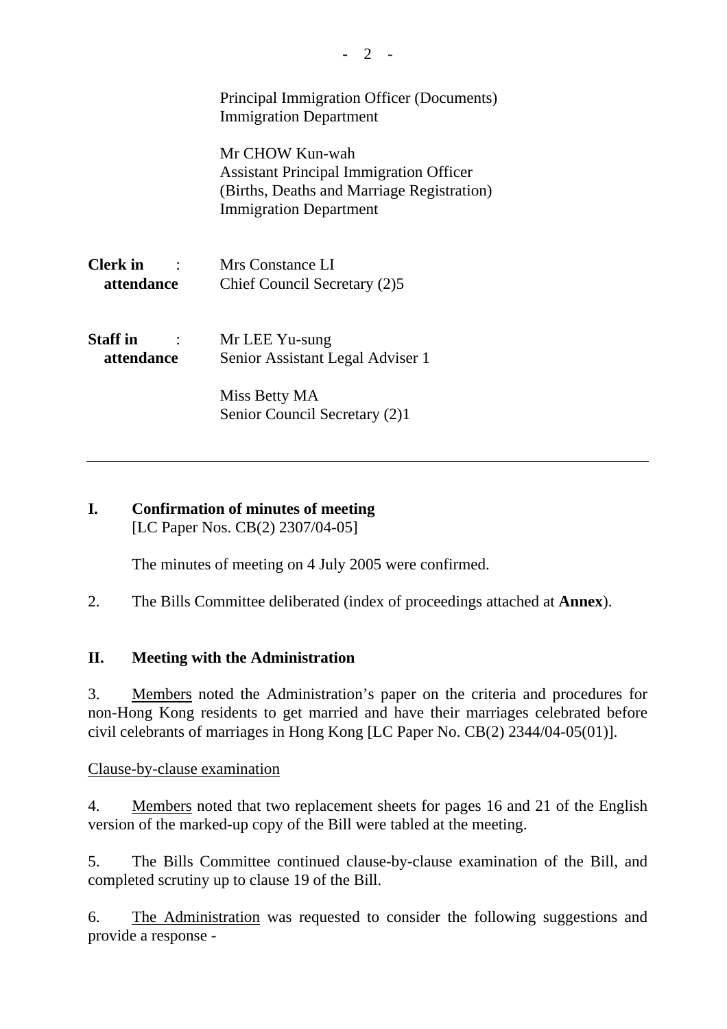Principal Immigration Officer (Documents)
Immigration Department

Mr CHOW Kun-wah
Assistant Principal Immigration Officer
(Births, Deaths and Marriage Registration)
Immigration Department

**Clerk in attendance** : Mrs Constance LI
Chief Council Secretary (2)5

**Staff in attendance** : Mr LEE Yu-sung
Senior Assistant Legal Adviser 1

Miss Betty MA
Senior Council Secretary (2)1

---

## I. Confirmation of minutes of meeting

[LC Paper Nos. CB(2) 2307/04-05]

The minutes of meeting on 4 July 2005 were confirmed.

2. The Bills Committee deliberated (index of proceedings attached at **Annex**).

## II. Meeting with the Administration

3. Members noted the Administration's paper on the criteria and procedures for non-Hong Kong residents to get married and have their marriages celebrated before civil celebrants of marriages in Hong Kong [LC Paper No. CB(2) 2344/04-05(01)].

Clause-by-clause examination

4. Members noted that two replacement sheets for pages 16 and 21 of the English version of the marked-up copy of the Bill were tabled at the meeting.

5. The Bills Committee continued clause-by-clause examination of the Bill, and completed scrutiny up to clause 19 of the Bill.

6. The Administration was requested to consider the following suggestions and provide a response -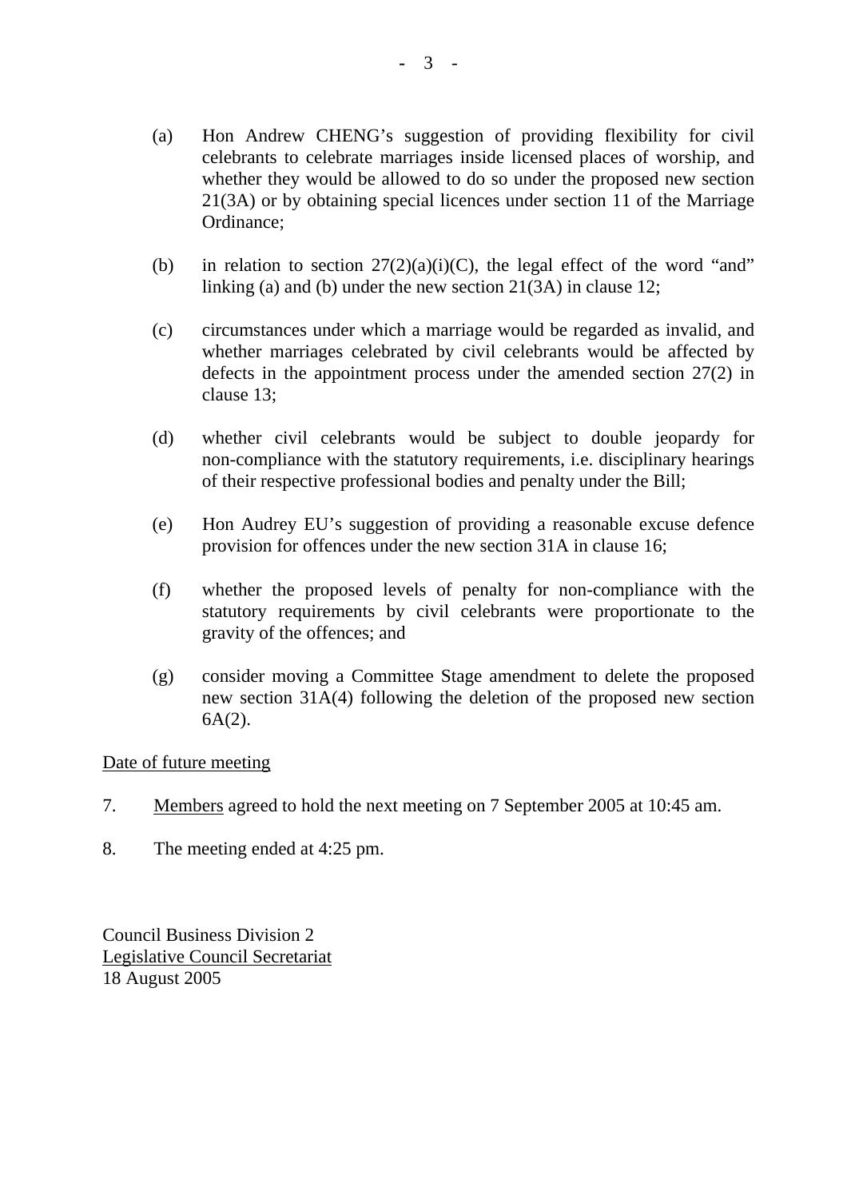(a) Hon Andrew CHENG's suggestion of providing flexibility for civil celebrants to celebrate marriages inside licensed places of worship, and whether they would be allowed to do so under the proposed new section 21(3A) or by obtaining special licences under section 11 of the Marriage Ordinance;

(b) in relation to section 27(2)(a)(i)(C), the legal effect of the word "and" linking (a) and (b) under the new section 21(3A) in clause 12;

(c) circumstances under which a marriage would be regarded as invalid, and whether marriages celebrated by civil celebrants would be affected by defects in the appointment process under the amended section 27(2) in clause 13;

(d) whether civil celebrants would be subject to double jeopardy for non-compliance with the statutory requirements, i.e. disciplinary hearings of their respective professional bodies and penalty under the Bill;

(e) Hon Audrey EU's suggestion of providing a reasonable excuse defence provision for offences under the new section 31A in clause 16;

(f) whether the proposed levels of penalty for non-compliance with the statutory requirements by civil celebrants were proportionate to the gravity of the offences; and

(g) consider moving a Committee Stage amendment to delete the proposed new section 31A(4) following the deletion of the proposed new section 6A(2).

<u>Date of future meeting</u>

7. <u>Members</u> agreed to hold the next meeting on 7 September 2005 at 10:45 am.

8. The meeting ended at 4:25 pm.

Council Business Division 2
<u>Legislative Council Secretariat</u>
18 August 2005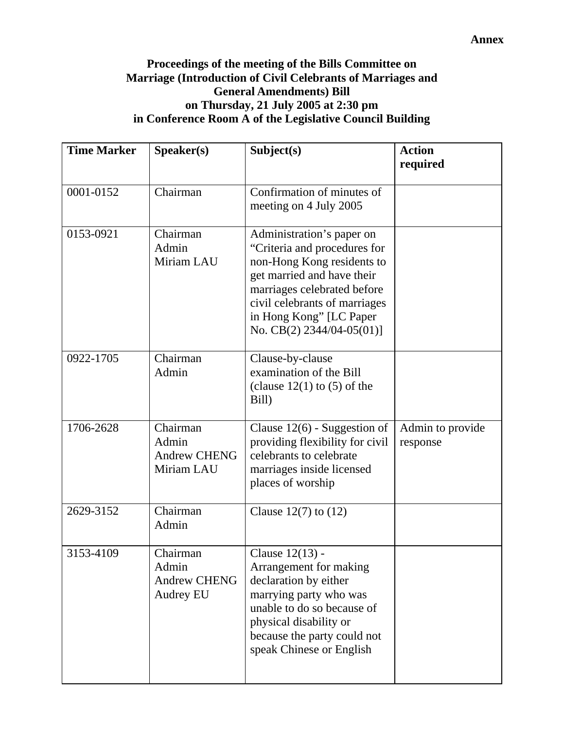**Annex**

**Proceedings of the meeting of the Bills Committee on Marriage (Introduction of Civil Celebrants of Marriages and General Amendments) Bill on Thursday, 21 July 2005 at 2:30 pm in Conference Room A of the Legislative Council Building**

| Time Marker | Speaker(s) | Subject(s) | Action required |
|---|---|---|---|
| 0001-0152 | Chairman | Confirmation of minutes of meeting on 4 July 2005 | |
| 0153-0921 | Chairman<br>Admin<br>Miriam LAU | Administration's paper on "Criteria and procedures for non-Hong Kong residents to get married and have their marriages celebrated before civil celebrants of marriages in Hong Kong" [LC Paper No. CB(2) 2344/04-05(01)] | |
| 0922-1705 | Chairman<br>Admin | Clause-by-clause examination of the Bill (clause 12(1) to (5) of the Bill) | |
| 1706-2628 | Chairman<br>Admin<br>Andrew CHENG<br>Miriam LAU | Clause 12(6) - Suggestion of providing flexibility for civil celebrants to celebrate marriages inside licensed places of worship | Admin to provide response |
| 2629-3152 | Chairman<br>Admin | Clause 12(7) to (12) | |
| 3153-4109 | Chairman<br>Admin<br>Andrew CHENG<br>Audrey EU | Clause 12(13) - Arrangement for making declaration by either marrying party who was unable to do so because of physical disability or because the party could not speak Chinese or English | |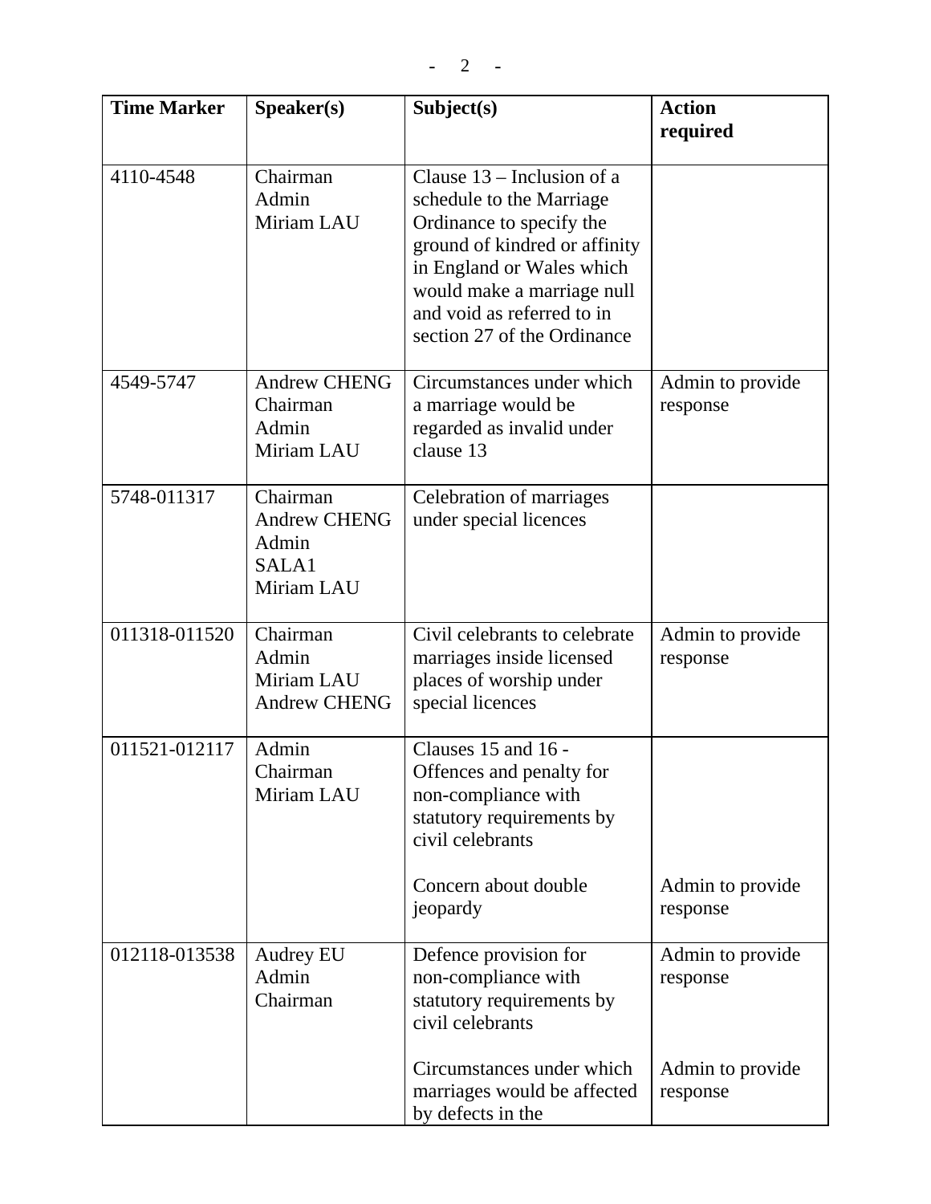| Time Marker | Speaker(s) | Subject(s) | Action required |
|---|---|---|---|
| 4110-4548 | Chairman<br>Admin<br>Miriam LAU | Clause 13 – Inclusion of a schedule to the Marriage Ordinance to specify the ground of kindred or affinity in England or Wales which would make a marriage null and void as referred to in section 27 of the Ordinance | |
| 4549-5747 | Andrew CHENG<br>Chairman<br>Admin<br>Miriam LAU | Circumstances under which a marriage would be regarded as invalid under clause 13 | Admin to provide response |
| 5748-011317 | Chairman<br>Andrew CHENG<br>Admin<br>SALA1<br>Miriam LAU | Celebration of marriages under special licences | |
| 011318-011520 | Chairman<br>Admin<br>Miriam LAU<br>Andrew CHENG | Civil celebrants to celebrate marriages inside licensed places of worship under special licences | Admin to provide response |
| 011521-012117 | Admin<br>Chairman<br>Miriam LAU | Clauses 15 and 16 - Offences and penalty for non-compliance with statutory requirements by civil celebrants<br><br>Concern about double jeopardy | <br><br><br><br><br>Admin to provide response |
| 012118-013538 | Audrey EU<br>Admin<br>Chairman | Defence provision for non-compliance with statutory requirements by civil celebrants<br><br>Circumstances under which marriages would be affected by defects in the | Admin to provide response<br><br><br><br>Admin to provide response |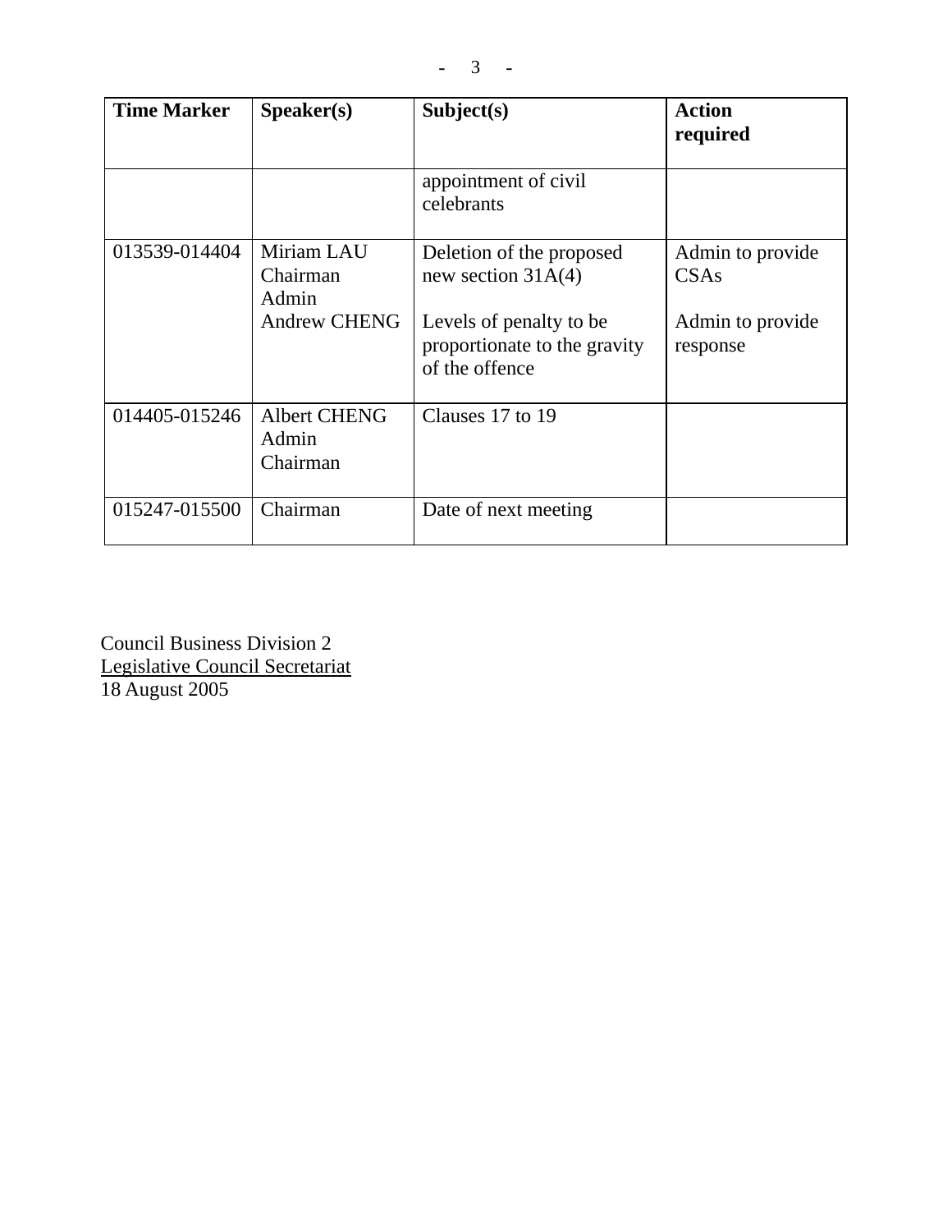| Time Marker | Speaker(s) | Subject(s) | Action required |
| --- | --- | --- | --- |
| | | appointment of civil celebrants | |
| 013539-014404 | Miriam LAU<br>Chairman<br>Admin<br>Andrew CHENG | Deletion of the proposed new section 31A(4)<br><br>Levels of penalty to be proportionate to the gravity of the offence | Admin to provide CSAs<br><br>Admin to provide response |
| 014405-015246 | Albert CHENG<br>Admin<br>Chairman | Clauses 17 to 19 | |
| 015247-015500 | Chairman | Date of next meeting | |

Council Business Division 2
Legislative Council Secretariat
18 August 2005